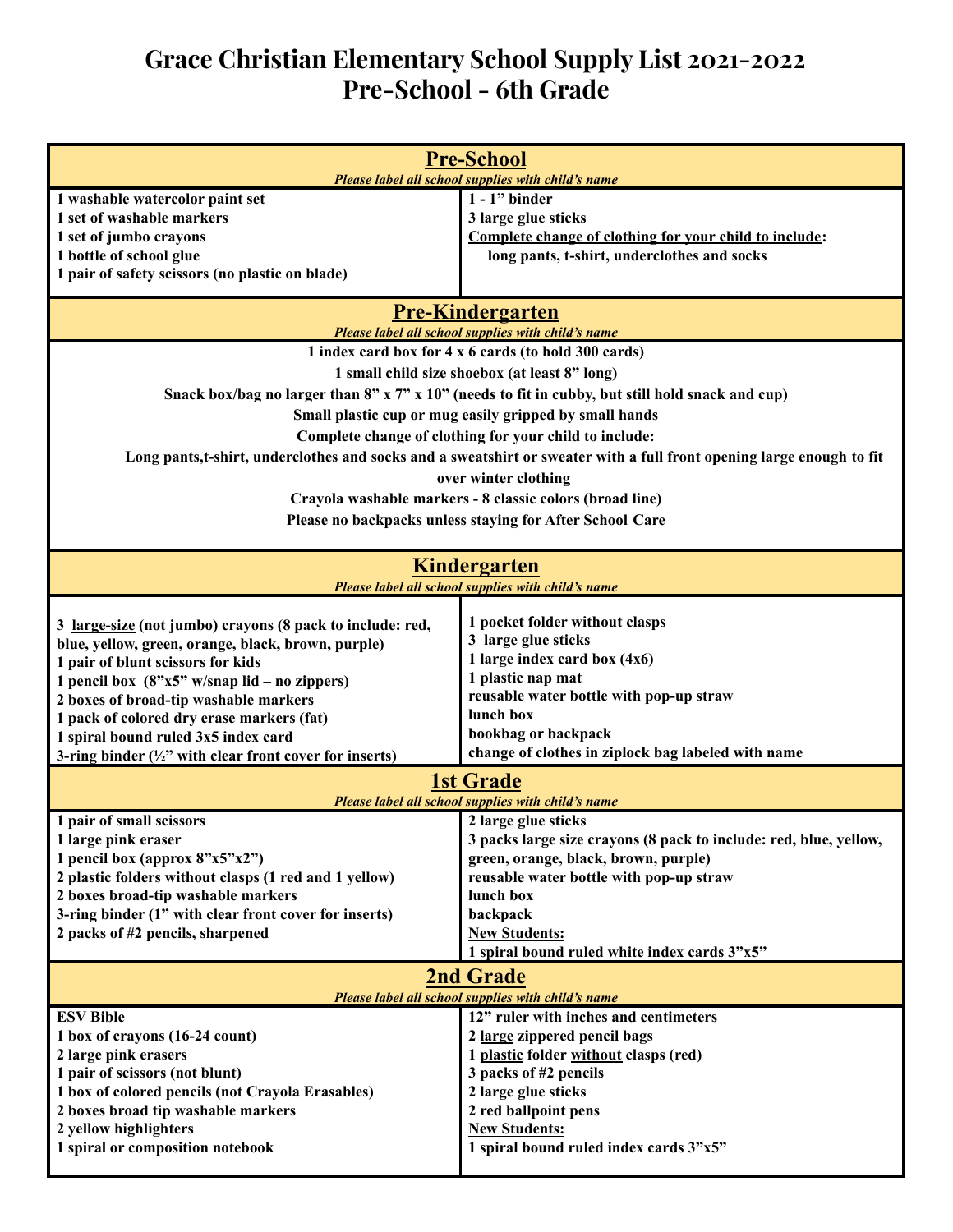# Grace Christian Elementary School Supply List 2021-2022
# Pre-School - 6th Grade

## Pre-School

*Please label all school supplies with child's name*

| | |
|---|---|
| 1 washable watercolor paint set<br>1 set of washable markers<br>1 set of jumbo crayons<br>1 bottle of school glue<br>1 pair of safety scissors (no plastic on blade) | 1 - 1" binder<br>3 large glue sticks<br>Complete change of clothing for your child to include:<br>long pants, t-shirt, underclothes and socks |

## Pre-Kindergarten

*Please label all school supplies with child's name*

1 index card box for 4 x 6 cards (to hold 300 cards)

1 small child size shoebox (at least 8" long)

Snack box/bag no larger than 8" x 7" x 10" (needs to fit in cubby, but still hold snack and cup)

Small plastic cup or mug easily gripped by small hands

Complete change of clothing for your child to include:

Long pants,t-shirt, underclothes and socks and a sweatshirt or sweater with a full front opening large enough to fit over winter clothing

Crayola washable markers - 8 classic colors (broad line)

Please no backpacks unless staying for After School Care

## Kindergarten

*Please label all school supplies with child's name*

| | |
|---|---|
| 3 large-size (not jumbo) crayons (8 pack to include: red, blue, yellow, green, orange, black, brown, purple)<br>1 pair of blunt scissors for kids<br>1 pencil box (8"x5" w/snap lid – no zippers)<br>2 boxes of broad-tip washable markers<br>1 pack of colored dry erase markers (fat)<br>1 spiral bound ruled 3x5 index card<br>3-ring binder (½" with clear front cover for inserts) | 1 pocket folder without clasps<br>3 large glue sticks<br>1 large index card box (4x6)<br>1 plastic nap mat<br>reusable water bottle with pop-up straw<br>lunch box<br>bookbag or backpack<br>change of clothes in ziplock bag labeled with name |

## 1st Grade

*Please label all school supplies with child's name*

| | |
|---|---|
| 1 pair of small scissors<br>1 large pink eraser<br>1 pencil box (approx 8"x5"x2")<br>2 plastic folders without clasps (1 red and 1 yellow)<br>2 boxes broad-tip washable markers<br>3-ring binder (1" with clear front cover for inserts)<br>2 packs of #2 pencils, sharpened | 2 large glue sticks<br>3 packs large size crayons (8 pack to include: red, blue, yellow, green, orange, black, brown, purple)<br>reusable water bottle with pop-up straw<br>lunch box<br>backpack<br>New Students:<br>1 spiral bound ruled white index cards 3"x5" |

## 2nd Grade

*Please label all school supplies with child's name*

| | |
|---|---|
| ESV Bible<br>1 box of crayons (16-24 count)<br>2 large pink erasers<br>1 pair of scissors (not blunt)<br>1 box of colored pencils (not Crayola Erasables)<br>2 boxes broad tip washable markers<br>2 yellow highlighters<br>1 spiral or composition notebook | 12" ruler with inches and centimeters<br>2 large zippered pencil bags<br>1 plastic folder without clasps (red)<br>3 packs of #2 pencils<br>2 large glue sticks<br>2 red ballpoint pens<br>New Students:<br>1 spiral bound ruled index cards 3"x5" |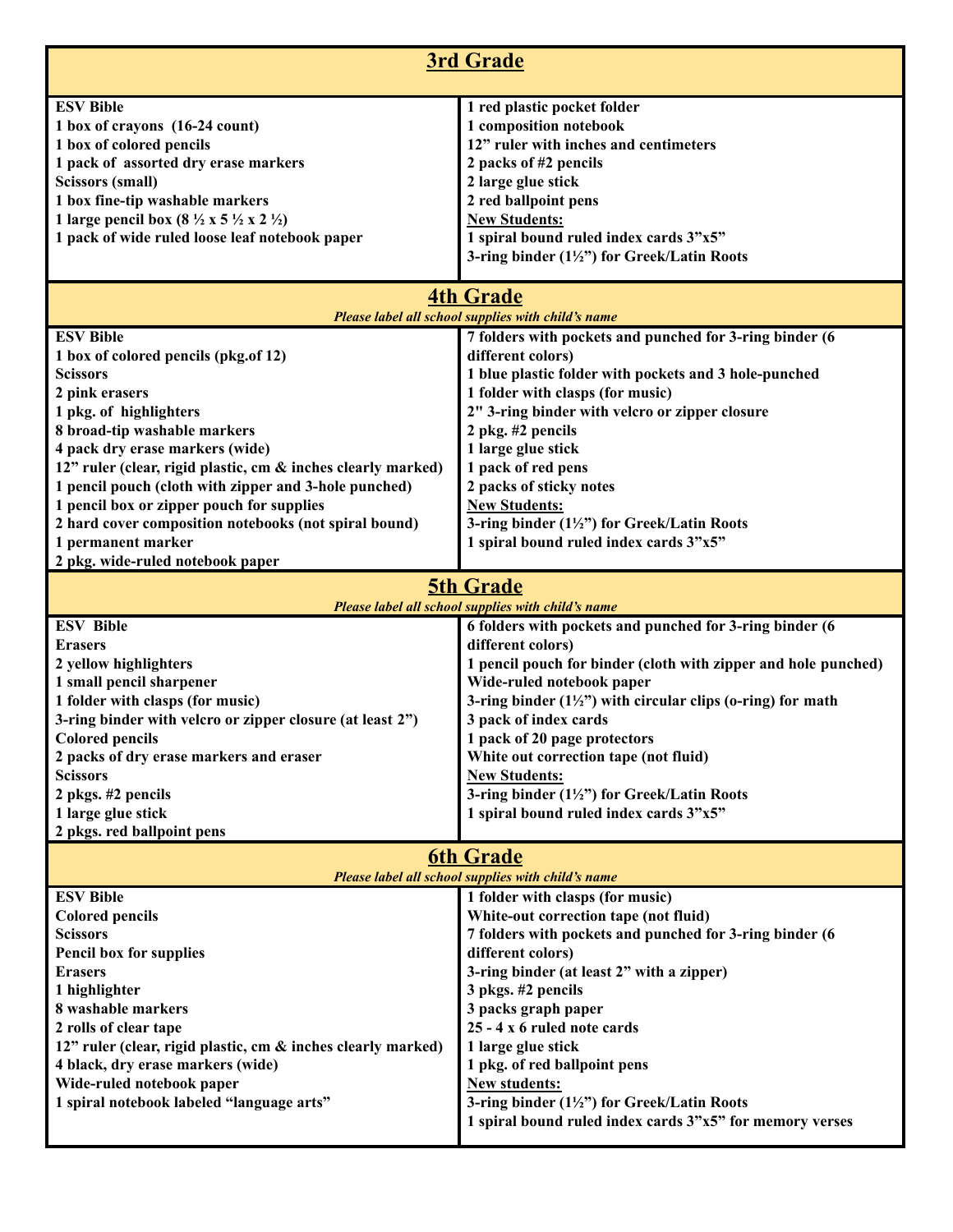## 3rd Grade

| | |
|---|---|
| **ESV Bible**<br>**1 box of crayons (16-24 count)**<br>**1 box of colored pencils**<br>**1 pack of assorted dry erase markers**<br>**Scissors (small)**<br>**1 box fine-tip washable markers**<br>**1 large pencil box (8 ½ x 5 ½ x 2 ½)**<br>**1 pack of wide ruled loose leaf notebook paper** | **1 red plastic pocket folder**<br>**1 composition notebook**<br>**12" ruler with inches and centimeters**<br>**2 packs of #2 pencils**<br>**2 large glue stick**<br>**2 red ballpoint pens**<br>**New Students:**<br>**1 spiral bound ruled index cards 3"x5"**<br>**3-ring binder (1½") for Greek/Latin Roots** |

## 4th Grade

*Please label all school supplies with child's name*

| | |
|---|---|
| **ESV Bible**<br>**1 box of colored pencils (pkg.of 12)**<br>**Scissors**<br>**2 pink erasers**<br>**1 pkg. of highlighters**<br>**8 broad-tip washable markers**<br>**4 pack dry erase markers (wide)**<br>**12" ruler (clear, rigid plastic, cm & inches clearly marked)**<br>**1 pencil pouch (cloth with zipper and 3-hole punched)**<br>**1 pencil box or zipper pouch for supplies**<br>**2 hard cover composition notebooks (not spiral bound)**<br>**1 permanent marker**<br>**2 pkg. wide-ruled notebook paper** | **7 folders with pockets and punched for 3-ring binder (6 different colors)**<br>**1 blue plastic folder with pockets and 3 hole-punched**<br>**1 folder with clasps (for music)**<br>**2" 3-ring binder with velcro or zipper closure**<br>**2 pkg. #2 pencils**<br>**1 large glue stick**<br>**1 pack of red pens**<br>**2 packs of sticky notes**<br>**New Students:**<br>**3-ring binder (1½") for Greek/Latin Roots**<br>**1 spiral bound ruled index cards 3"x5"** |

## 5th Grade

*Please label all school supplies with child's name*

| | |
|---|---|
| **ESV Bible**<br>**Erasers**<br>**2 yellow highlighters**<br>**1 small pencil sharpener**<br>**1 folder with clasps (for music)**<br>**3-ring binder with velcro or zipper closure (at least 2")**<br>**Colored pencils**<br>**2 packs of dry erase markers and eraser**<br>**Scissors**<br>**2 pkgs. #2 pencils**<br>**1 large glue stick**<br>**2 pkgs. red ballpoint pens** | **6 folders with pockets and punched for 3-ring binder (6 different colors)**<br>**1 pencil pouch for binder (cloth with zipper and hole punched)**<br>**Wide-ruled notebook paper**<br>**3-ring binder (1½") with circular clips (o-ring) for math**<br>**3 pack of index cards**<br>**1 pack of 20 page protectors**<br>**White out correction tape (not fluid)**<br>**New Students:**<br>**3-ring binder (1½") for Greek/Latin Roots**<br>**1 spiral bound ruled index cards 3"x5"** |

## 6th Grade

*Please label all school supplies with child's name*

| | |
|---|---|
| **ESV Bible**<br>**Colored pencils**<br>**Scissors**<br>**Pencil box for supplies**<br>**Erasers**<br>**1 highlighter**<br>**8 washable markers**<br>**2 rolls of clear tape**<br>**12" ruler (clear, rigid plastic, cm & inches clearly marked)**<br>**4 black, dry erase markers (wide)**<br>**Wide-ruled notebook paper**<br>**1 spiral notebook labeled "language arts"** | **1 folder with clasps (for music)**<br>**White-out correction tape (not fluid)**<br>**7 folders with pockets and punched for 3-ring binder (6 different colors)**<br>**3-ring binder (at least 2" with a zipper)**<br>**3 pkgs. #2 pencils**<br>**3 packs graph paper**<br>**25 - 4 x 6 ruled note cards**<br>**1 large glue stick**<br>**1 pkg. of red ballpoint pens**<br>**New students:**<br>**3-ring binder (1½") for Greek/Latin Roots**<br>**1 spiral bound ruled index cards 3"x5" for memory verses** |